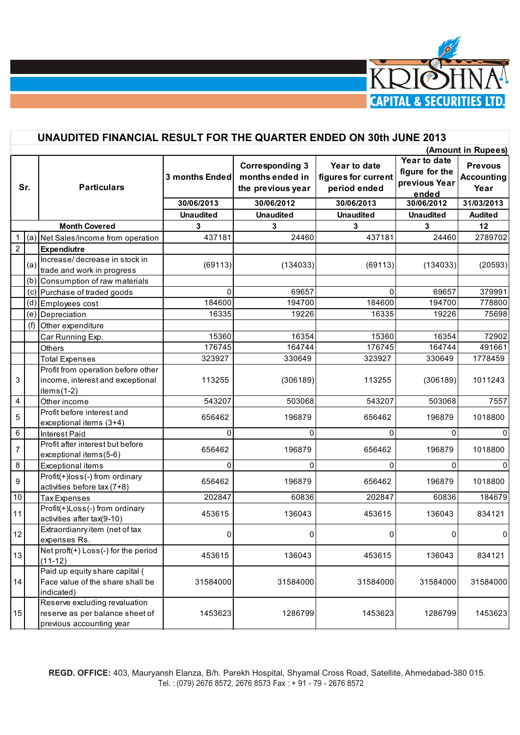KRISHNA CAPITAL & SECURITIES LTD.

# UNAUDITED FINANCIAL RESULT FOR THE QUARTER ENDED ON 30th JUNE 2013

(Amount in Rupees)

| Sr. | | Particulars | 3 months Ended | Corresponding 3 months ended in the previous year | Year to date figures for current period ended | Year to date figure for the previous Year ended | Prevous Accounting Year |
|---|---|---|---|---|---|---|---|
| | | | 30/06/2013 | 30/06/2012 | 30/06/2013 | 30/06/2012 | 31/03/2013 |
| | | | Unaudited | Unaudited | Unaudited | Unaudited | Audited |
| | | **Month Covered** | 3 | 3 | 3 | 3 | 12 |
| 1 | (a) | Net Sales/income from operation | 437181 | 24460 | 437181 | 24460 | 2789702 |
| 2 | | **Expendiutre** | | | | | |
| | (a) | Increase/ decrease in stock in trade and work in progress | (69113) | (134033) | (69113) | (134033) | (20593) |
| | (b) | Consumption of raw materials | | | | | |
| | (c) | Purchase of traded goods | 0 | 69657 | 0 | 69657 | 379991 |
| | (d) | Employees cost | 184600 | 194700 | 184600 | 194700 | 778800 |
| | (e) | Depreciation | 16335 | 19226 | 16335 | 19226 | 75698 |
| | (f) | Other expenditure | | | | | |
| | | Car Running Exp. | 15360 | 16354 | 15360 | 16354 | 72902 |
| | | Others | 176745 | 164744 | 176745 | 164744 | 491661 |
| | | Total Expenses | 323927 | 330649 | 323927 | 330649 | 1778459 |
| 3 | | Profit from operation before other income, interest and exceptional items(1-2) | 113255 | (306189) | 113255 | (306189) | 1011243 |
| 4 | | Other income | 543207 | 503068 | 543207 | 503068 | 7557 |
| 5 | | Profit before interest and exceptional items (3+4) | 656462 | 196879 | 656462 | 196879 | 1018800 |
| 6 | | Interest Paid | 0 | 0 | 0 | 0 | 0 |
| 7 | | Profit after interest but before exceptional items(5-6) | 656462 | 196879 | 656462 | 196879 | 1018800 |
| 8 | | Exceptional items | 0 | 0 | 0 | 0 | 0 |
| 9 | | Profit(+)loss(-) from ordinary activities before tax (7+8) | 656462 | 196879 | 656462 | 196879 | 1018800 |
| 10 | | Tax Expenses | 202847 | 60836 | 202847 | 60836 | 184679 |
| 11 | | Profit(+)Loss(-) from ordinary activities after tax(9-10) | 453615 | 136043 | 453615 | 136043 | 834121 |
| 12 | | Extraordianry item (net of tax expenses Rs. | 0 | 0 | 0 | 0 | 0 |
| 13 | | Net proft(+) Loss(-) for the period (11-12) | 453615 | 136043 | 453615 | 136043 | 834121 |
| 14 | | Paid up equity share capital ( Face value of the share shall be indicated) | 31584000 | 31584000 | 31584000 | 31584000 | 31584000 |
| 15 | | Reserve excluding revaluation reserve as per balance sheet of previous accounting year | 1453623 | 1286799 | 1453623 | 1286799 | 1453623 |

**REGD. OFFICE:** 403, Mauryansh Elanza, B/h. Parekh Hospital, Shyamal Cross Road, Satellite, Ahmedabad-380 015.
Tel. : (079) 2676 8572, 2676 8573 Fax : + 91 - 79 - 2676 8572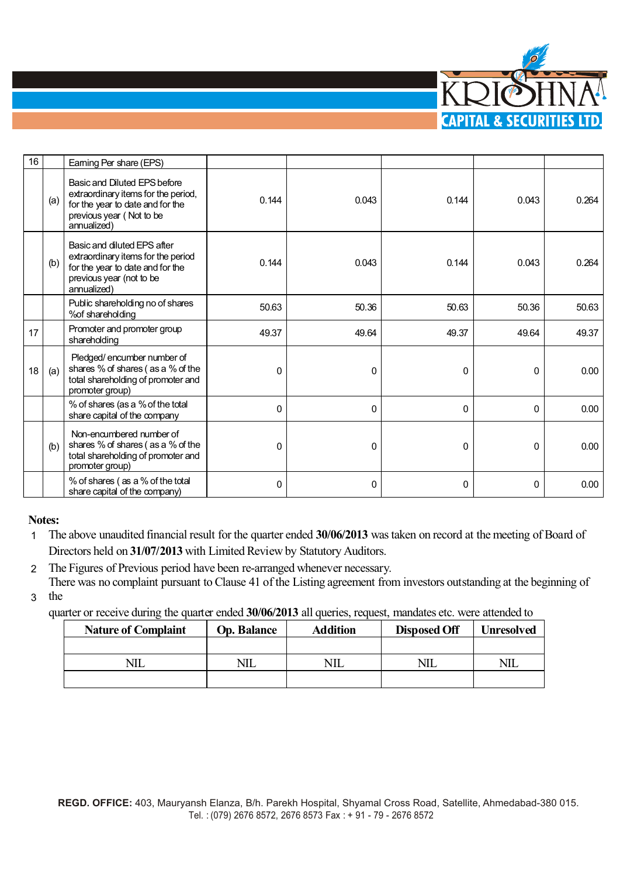| | | | | | | | |
|---|---|---|---|---|---|---|---|
| 16 | | Earning Per share (EPS) | | | | | |
| | (a) | Basic and Diluted EPS before extraordinary items for the period, for the year to date and for the previous year ( Not to be annualized) | 0.144 | 0.043 | 0.144 | 0.043 | 0.264 |
| | (b) | Basic and diluted EPS after extraordinary items for the period for the year to date and for the previous year (not to be annualized) | 0.144 | 0.043 | 0.144 | 0.043 | 0.264 |
| | | Public shareholding no of shares %of shareholding | 50.63 | 50.36 | 50.63 | 50.36 | 50.63 |
| 17 | | Promoter and promoter group shareholding | 49.37 | 49.64 | 49.37 | 49.64 | 49.37 |
| 18 | (a) | Pledged/ encumber number of shares % of shares ( as a % of the total shareholding of promoter and promoter group) | 0 | 0 | 0 | 0 | 0.00 |
| | | % of shares (as a % of the total share capital of the company | 0 | 0 | 0 | 0 | 0.00 |
| | (b) | Non-encumbered number of shares % of shares ( as a % of the total shareholding of promoter and promoter group) | 0 | 0 | 0 | 0 | 0.00 |
| | | % of shares ( as a % of the total share capital of the company) | 0 | 0 | 0 | 0 | 0.00 |

**Notes:**

1. The above unaudited financial result for the quarter ended **30/06/2013** was taken on record at the meeting of Board of Directors held on **31/07/2013** with Limited Review by Statutory Auditors.
2. The Figures of Previous period have been re-arranged whenever necessary.
3. There was no complaint pursuant to Clause 41 of the Listing agreement from investors outstanding at the beginning of the quarter or receive during the quarter ended **30/06/2013** all queries, request, mandates etc. were attended to

| Nature of Complaint | Op. Balance | Addition | Disposed Off | Unresolved |
|---|---|---|---|---|
| | | | | |
| NIL | NIL | NIL | NIL | NIL |
| | | | | |

**REGD. OFFICE:** 403, Mauryansh Elanza, B/h. Parekh Hospital, Shyamal Cross Road, Satellite, Ahmedabad-380 015.
Tel. : (079) 2676 8572, 2676 8573 Fax : + 91 - 79 - 2676 8572